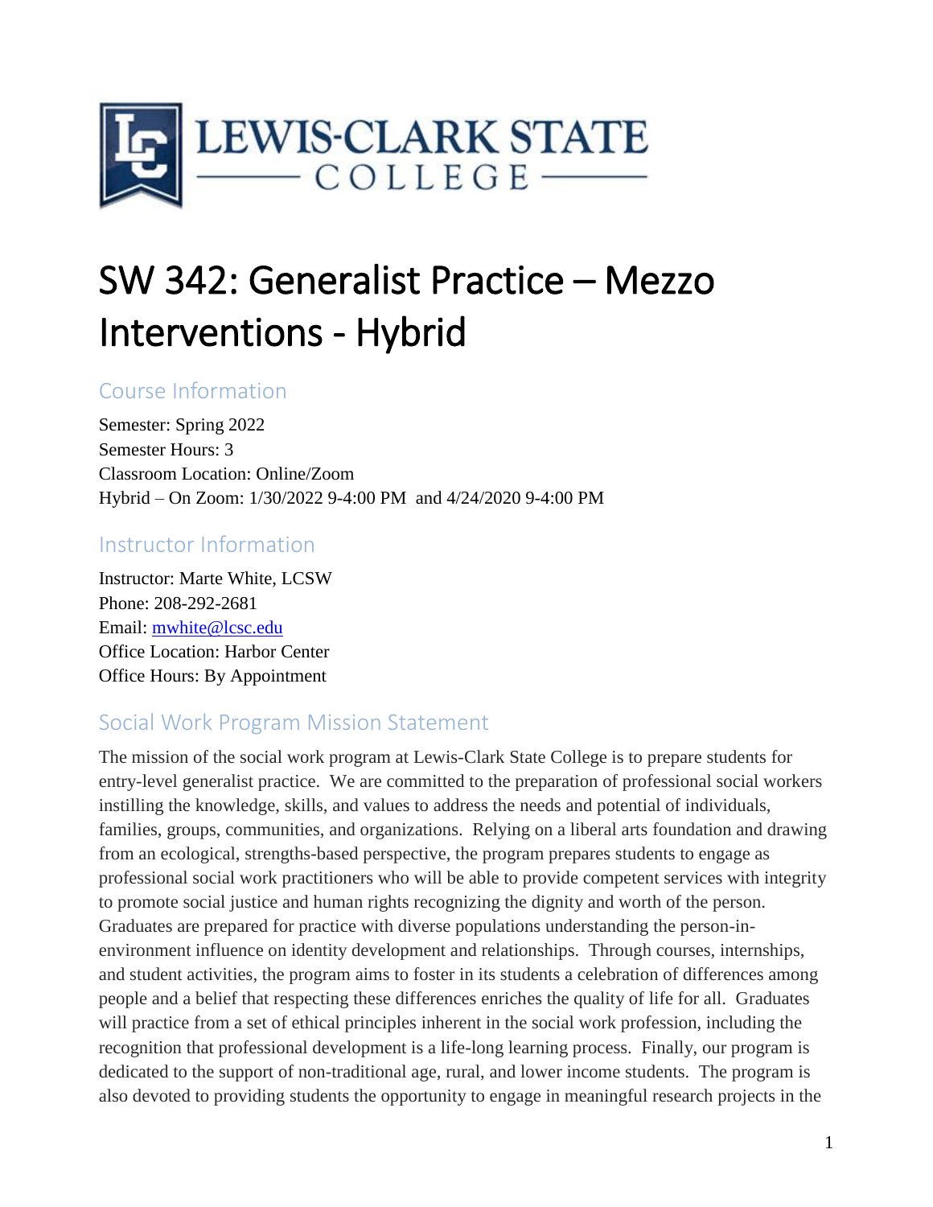LEWIS-CLARK STATE COLLEGE

# SW 342: Generalist Practice – Mezzo Interventions - Hybrid

## Course Information

Semester: Spring 2022
Semester Hours: 3
Classroom Location: Online/Zoom
Hybrid – On Zoom: 1/30/2022 9-4:00 PM and 4/24/2020 9-4:00 PM

## Instructor Information

Instructor: Marte White, LCSW
Phone: 208-292-2681
Email: mwhite@lcsc.edu
Office Location: Harbor Center
Office Hours: By Appointment

## Social Work Program Mission Statement

The mission of the social work program at Lewis-Clark State College is to prepare students for entry-level generalist practice. We are committed to the preparation of professional social workers instilling the knowledge, skills, and values to address the needs and potential of individuals, families, groups, communities, and organizations. Relying on a liberal arts foundation and drawing from an ecological, strengths-based perspective, the program prepares students to engage as professional social work practitioners who will be able to provide competent services with integrity to promote social justice and human rights recognizing the dignity and worth of the person. Graduates are prepared for practice with diverse populations understanding the person-in-environment influence on identity development and relationships. Through courses, internships, and student activities, the program aims to foster in its students a celebration of differences among people and a belief that respecting these differences enriches the quality of life for all. Graduates will practice from a set of ethical principles inherent in the social work profession, including the recognition that professional development is a life-long learning process. Finally, our program is dedicated to the support of non-traditional age, rural, and lower income students. The program is also devoted to providing students the opportunity to engage in meaningful research projects in the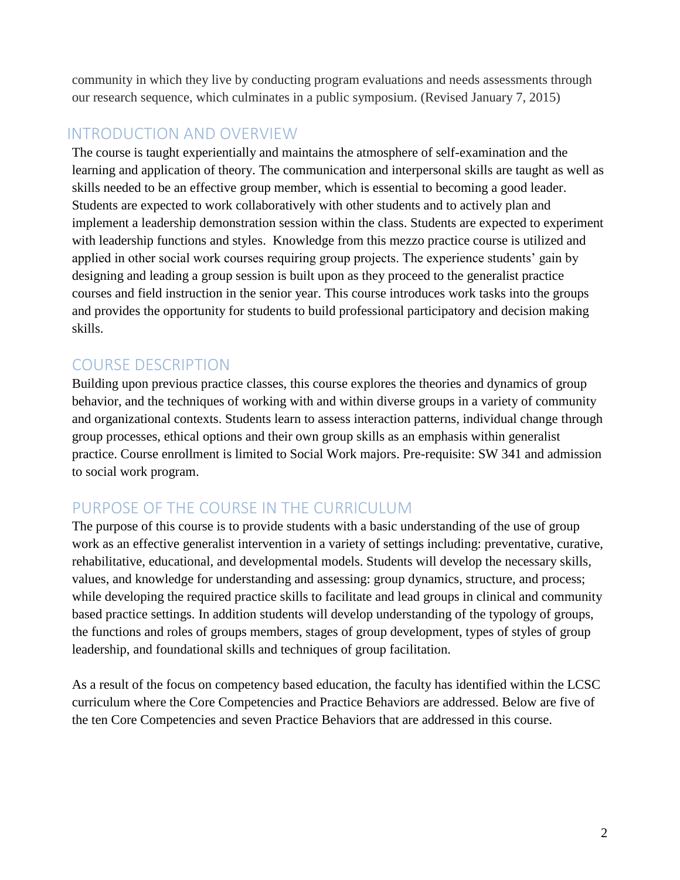community in which they live by conducting program evaluations and needs assessments through our research sequence, which culminates in a public symposium. (Revised January 7, 2015)

## INTRODUCTION AND OVERVIEW

The course is taught experientially and maintains the atmosphere of self-examination and the learning and application of theory. The communication and interpersonal skills are taught as well as skills needed to be an effective group member, which is essential to becoming a good leader. Students are expected to work collaboratively with other students and to actively plan and implement a leadership demonstration session within the class. Students are expected to experiment with leadership functions and styles. Knowledge from this mezzo practice course is utilized and applied in other social work courses requiring group projects. The experience students' gain by designing and leading a group session is built upon as they proceed to the generalist practice courses and field instruction in the senior year. This course introduces work tasks into the groups and provides the opportunity for students to build professional participatory and decision making skills.

## COURSE DESCRIPTION

Building upon previous practice classes, this course explores the theories and dynamics of group behavior, and the techniques of working with and within diverse groups in a variety of community and organizational contexts. Students learn to assess interaction patterns, individual change through group processes, ethical options and their own group skills as an emphasis within generalist practice. Course enrollment is limited to Social Work majors. Pre-requisite: SW 341 and admission to social work program.

## PURPOSE OF THE COURSE IN THE CURRICULUM

The purpose of this course is to provide students with a basic understanding of the use of group work as an effective generalist intervention in a variety of settings including: preventative, curative, rehabilitative, educational, and developmental models. Students will develop the necessary skills, values, and knowledge for understanding and assessing: group dynamics, structure, and process; while developing the required practice skills to facilitate and lead groups in clinical and community based practice settings. In addition students will develop understanding of the typology of groups, the functions and roles of groups members, stages of group development, types of styles of group leadership, and foundational skills and techniques of group facilitation.

As a result of the focus on competency based education, the faculty has identified within the LCSC curriculum where the Core Competencies and Practice Behaviors are addressed. Below are five of the ten Core Competencies and seven Practice Behaviors that are addressed in this course.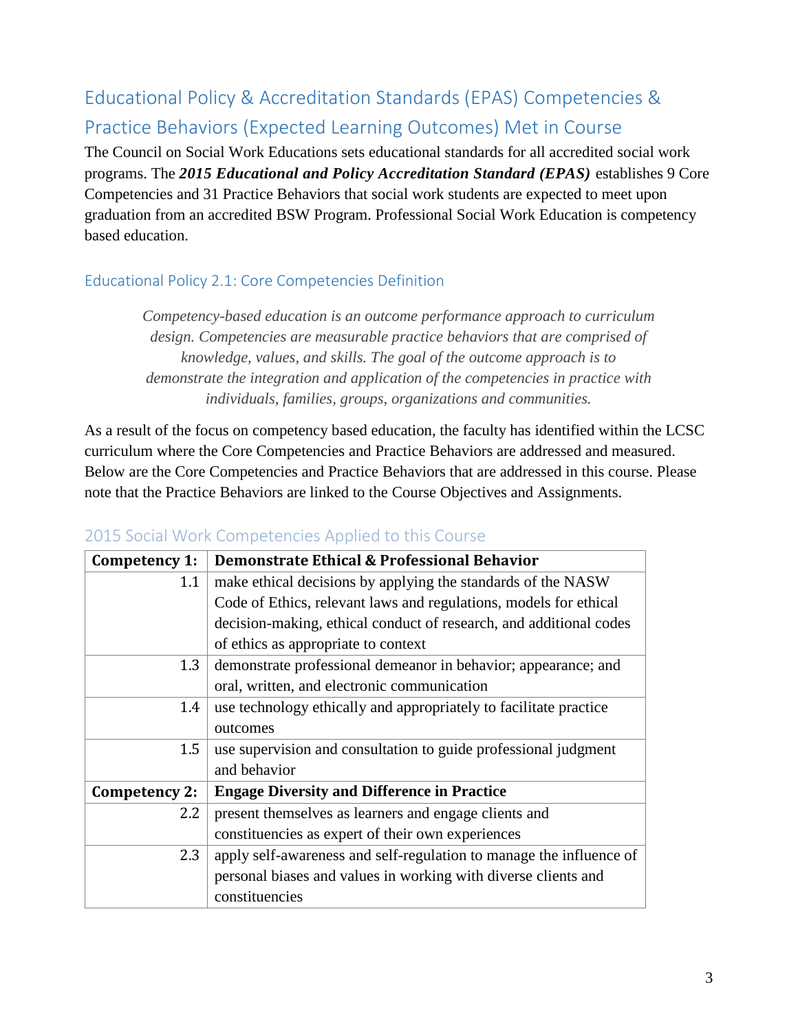## Educational Policy & Accreditation Standards (EPAS) Competencies & Practice Behaviors (Expected Learning Outcomes) Met in Course

The Council on Social Work Educations sets educational standards for all accredited social work programs. The ***2015 Educational and Policy Accreditation Standard (EPAS)*** establishes 9 Core Competencies and 31 Practice Behaviors that social work students are expected to meet upon graduation from an accredited BSW Program. Professional Social Work Education is competency based education.

### Educational Policy 2.1: Core Competencies Definition

> *Competency-based education is an outcome performance approach to curriculum design. Competencies are measurable practice behaviors that are comprised of knowledge, values, and skills. The goal of the outcome approach is to demonstrate the integration and application of the competencies in practice with individuals, families, groups, organizations and communities.*

As a result of the focus on competency based education, the faculty has identified within the LCSC curriculum where the Core Competencies and Practice Behaviors are addressed and measured. Below are the Core Competencies and Practice Behaviors that are addressed in this course. Please note that the Practice Behaviors are linked to the Course Objectives and Assignments.

### 2015 Social Work Competencies Applied to this Course

| **Competency 1:** | **Demonstrate Ethical & Professional Behavior** |
|---|---|
| 1.1 | make ethical decisions by applying the standards of the NASW Code of Ethics, relevant laws and regulations, models for ethical decision-making, ethical conduct of research, and additional codes of ethics as appropriate to context |
| 1.3 | demonstrate professional demeanor in behavior; appearance; and oral, written, and electronic communication |
| 1.4 | use technology ethically and appropriately to facilitate practice outcomes |
| 1.5 | use supervision and consultation to guide professional judgment and behavior |
| **Competency 2:** | **Engage Diversity and Difference in Practice** |
| 2.2 | present themselves as learners and engage clients and constituencies as expert of their own experiences |
| 2.3 | apply self-awareness and self-regulation to manage the influence of personal biases and values in working with diverse clients and constituencies |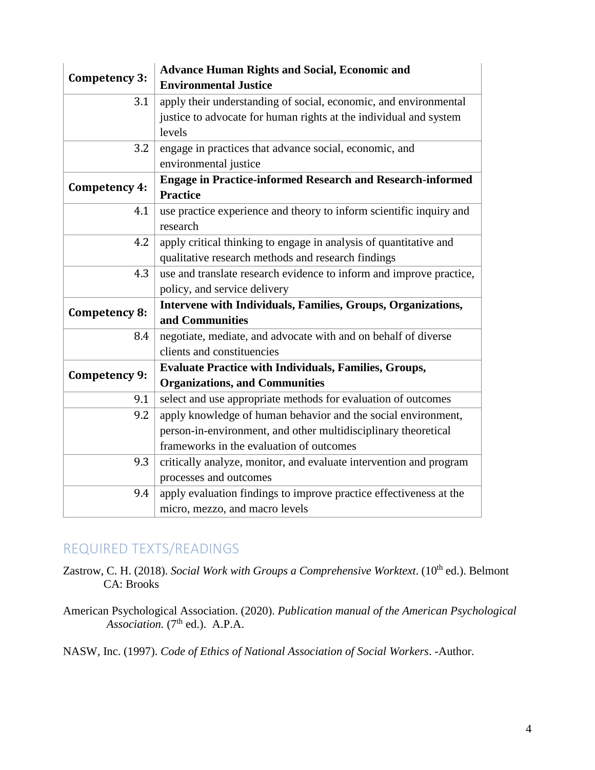| **Competency 3:** | **Advance Human Rights and Social, Economic and Environmental Justice** |
| --- | --- |
| 3.1 | apply their understanding of social, economic, and environmental justice to advocate for human rights at the individual and system levels |
| 3.2 | engage in practices that advance social, economic, and environmental justice |
| **Competency 4:** | **Engage in Practice-informed Research and Research-informed Practice** |
| 4.1 | use practice experience and theory to inform scientific inquiry and research |
| 4.2 | apply critical thinking to engage in analysis of quantitative and qualitative research methods and research findings |
| 4.3 | use and translate research evidence to inform and improve practice, policy, and service delivery |
| **Competency 8:** | **Intervene with Individuals, Families, Groups, Organizations, and Communities** |
| 8.4 | negotiate, mediate, and advocate with and on behalf of diverse clients and constituencies |
| **Competency 9:** | **Evaluate Practice with Individuals, Families, Groups, Organizations, and Communities** |
| 9.1 | select and use appropriate methods for evaluation of outcomes |
| 9.2 | apply knowledge of human behavior and the social environment, person-in-environment, and other multidisciplinary theoretical frameworks in the evaluation of outcomes |
| 9.3 | critically analyze, monitor, and evaluate intervention and program processes and outcomes |
| 9.4 | apply evaluation findings to improve practice effectiveness at the micro, mezzo, and macro levels |

## REQUIRED TEXTS/READINGS

Zastrow, C. H. (2018). *Social Work with Groups a Comprehensive Worktext*. (10th ed.). Belmont CA: Brooks

American Psychological Association. (2020). *Publication manual of the American Psychological Association.* (7th ed.). A.P.A.

NASW, Inc. (1997). *Code of Ethics of National Association of Social Workers*. -Author.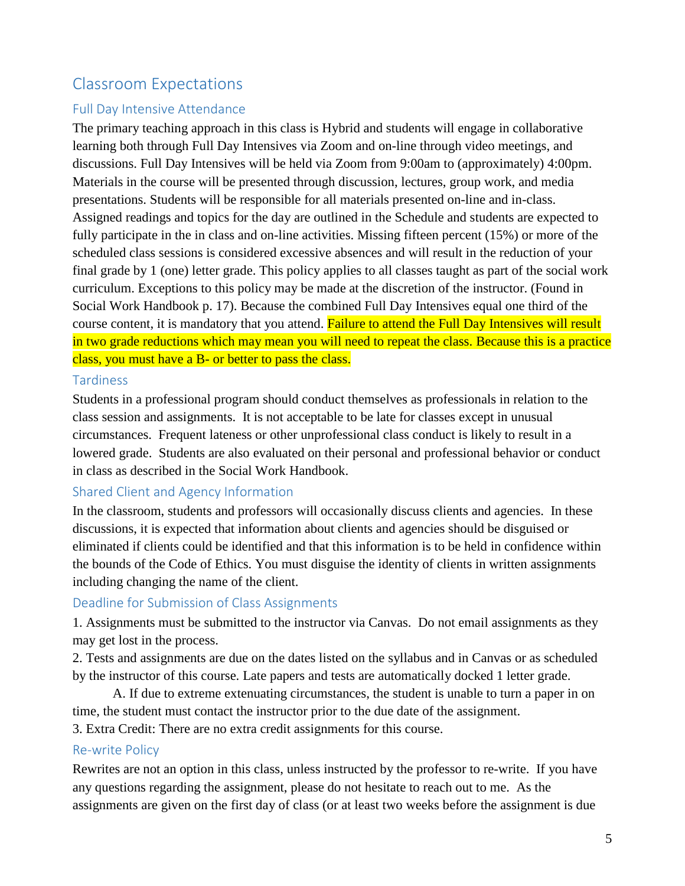## Classroom Expectations

### Full Day Intensive Attendance

The primary teaching approach in this class is Hybrid and students will engage in collaborative learning both through Full Day Intensives via Zoom and on-line through video meetings, and discussions. Full Day Intensives will be held via Zoom from 9:00am to (approximately) 4:00pm. Materials in the course will be presented through discussion, lectures, group work, and media presentations. Students will be responsible for all materials presented on-line and in-class. Assigned readings and topics for the day are outlined in the Schedule and students are expected to fully participate in the in class and on-line activities. Missing fifteen percent (15%) or more of the scheduled class sessions is considered excessive absences and will result in the reduction of your final grade by 1 (one) letter grade. This policy applies to all classes taught as part of the social work curriculum. Exceptions to this policy may be made at the discretion of the instructor. (Found in Social Work Handbook p. 17). Because the combined Full Day Intensives equal one third of the course content, it is mandatory that you attend. Failure to attend the Full Day Intensives will result in two grade reductions which may mean you will need to repeat the class. Because this is a practice class, you must have a B- or better to pass the class.

### Tardiness

Students in a professional program should conduct themselves as professionals in relation to the class session and assignments. It is not acceptable to be late for classes except in unusual circumstances. Frequent lateness or other unprofessional class conduct is likely to result in a lowered grade. Students are also evaluated on their personal and professional behavior or conduct in class as described in the Social Work Handbook.

### Shared Client and Agency Information

In the classroom, students and professors will occasionally discuss clients and agencies. In these discussions, it is expected that information about clients and agencies should be disguised or eliminated if clients could be identified and that this information is to be held in confidence within the bounds of the Code of Ethics. You must disguise the identity of clients in written assignments including changing the name of the client.

### Deadline for Submission of Class Assignments

1. Assignments must be submitted to the instructor via Canvas. Do not email assignments as they may get lost in the process.
2. Tests and assignments are due on the dates listed on the syllabus and in Canvas or as scheduled by the instructor of this course. Late papers and tests are automatically docked 1 letter grade.
   A. If due to extreme extenuating circumstances, the student is unable to turn a paper in on time, the student must contact the instructor prior to the due date of the assignment.
3. Extra Credit: There are no extra credit assignments for this course.

### Re-write Policy

Rewrites are not an option in this class, unless instructed by the professor to re-write. If you have any questions regarding the assignment, please do not hesitate to reach out to me. As the assignments are given on the first day of class (or at least two weeks before the assignment is due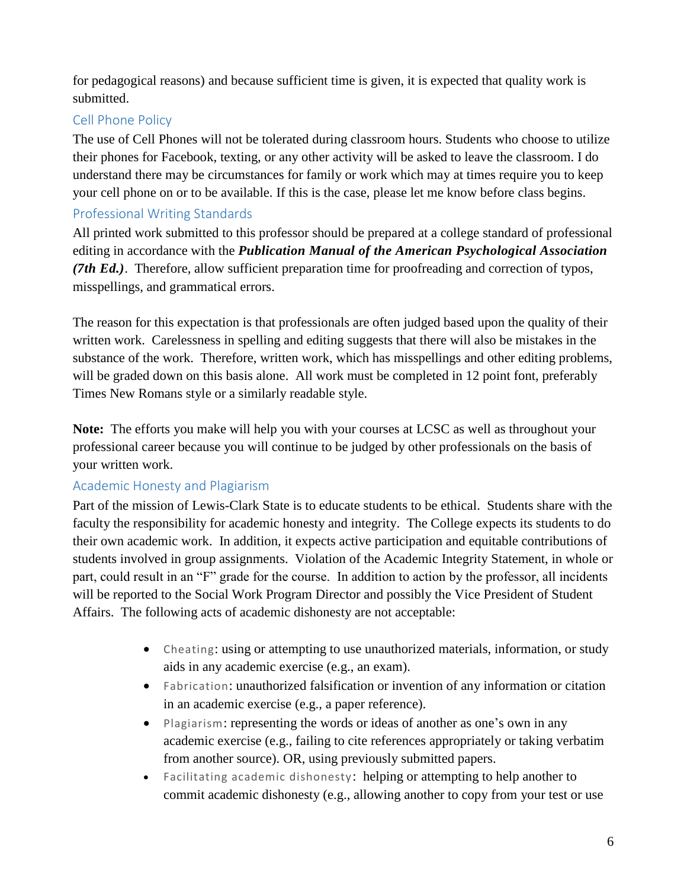for pedagogical reasons) and because sufficient time is given, it is expected that quality work is submitted.

### Cell Phone Policy

The use of Cell Phones will not be tolerated during classroom hours. Students who choose to utilize their phones for Facebook, texting, or any other activity will be asked to leave the classroom. I do understand there may be circumstances for family or work which may at times require you to keep your cell phone on or to be available. If this is the case, please let me know before class begins.

### Professional Writing Standards

All printed work submitted to this professor should be prepared at a college standard of professional editing in accordance with the ***Publication Manual of the American Psychological Association (7th Ed.)***. Therefore, allow sufficient preparation time for proofreading and correction of typos, misspellings, and grammatical errors.

The reason for this expectation is that professionals are often judged based upon the quality of their written work. Carelessness in spelling and editing suggests that there will also be mistakes in the substance of the work. Therefore, written work, which has misspellings and other editing problems, will be graded down on this basis alone. All work must be completed in 12 point font, preferably Times New Romans style or a similarly readable style.

**Note:** The efforts you make will help you with your courses at LCSC as well as throughout your professional career because you will continue to be judged by other professionals on the basis of your written work.

### Academic Honesty and Plagiarism

Part of the mission of Lewis-Clark State is to educate students to be ethical. Students share with the faculty the responsibility for academic honesty and integrity. The College expects its students to do their own academic work. In addition, it expects active participation and equitable contributions of students involved in group assignments. Violation of the Academic Integrity Statement, in whole or part, could result in an "F" grade for the course. In addition to action by the professor, all incidents will be reported to the Social Work Program Director and possibly the Vice President of Student Affairs. The following acts of academic dishonesty are not acceptable:

- Cheating: using or attempting to use unauthorized materials, information, or study aids in any academic exercise (e.g., an exam).
- Fabrication: unauthorized falsification or invention of any information or citation in an academic exercise (e.g., a paper reference).
- Plagiarism: representing the words or ideas of another as one's own in any academic exercise (e.g., failing to cite references appropriately or taking verbatim from another source). OR, using previously submitted papers.
- Facilitating academic dishonesty: helping or attempting to help another to commit academic dishonesty (e.g., allowing another to copy from your test or use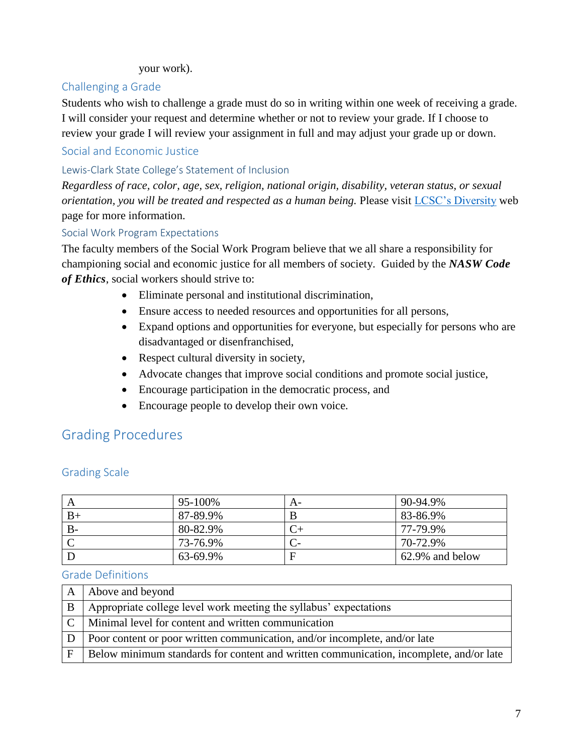your work).

### Challenging a Grade

Students who wish to challenge a grade must do so in writing within one week of receiving a grade. I will consider your request and determine whether or not to review your grade. If I choose to review your grade I will review your assignment in full and may adjust your grade up or down.

### Social and Economic Justice

#### Lewis-Clark State College's Statement of Inclusion

*Regardless of race, color, age, sex, religion, national origin, disability, veteran status, or sexual orientation, you will be treated and respected as a human being.* Please visit [LCSC's Diversity] web page for more information.

#### Social Work Program Expectations

The faculty members of the Social Work Program believe that we all share a responsibility for championing social and economic justice for all members of society. Guided by the ***NASW Code of Ethics***, social workers should strive to:

- Eliminate personal and institutional discrimination,
- Ensure access to needed resources and opportunities for all persons,
- Expand options and opportunities for everyone, but especially for persons who are disadvantaged or disenfranchised,
- Respect cultural diversity in society,
- Advocate changes that improve social conditions and promote social justice,
- Encourage participation in the democratic process, and
- Encourage people to develop their own voice.

## Grading Procedures

### Grading Scale

| A | 95-100% | A- | 90-94.9% |
|---|---|---|---|
| B+ | 87-89.9% | B | 83-86.9% |
| B- | 80-82.9% | C+ | 77-79.9% |
| C | 73-76.9% | C- | 70-72.9% |
| D | 63-69.9% | F | 62.9% and below |

### Grade Definitions

| A | Above and beyond |
|---|---|
| B | Appropriate college level work meeting the syllabus' expectations |
| C | Minimal level for content and written communication |
| D | Poor content or poor written communication, and/or incomplete, and/or late |
| F | Below minimum standards for content and written communication, incomplete, and/or late |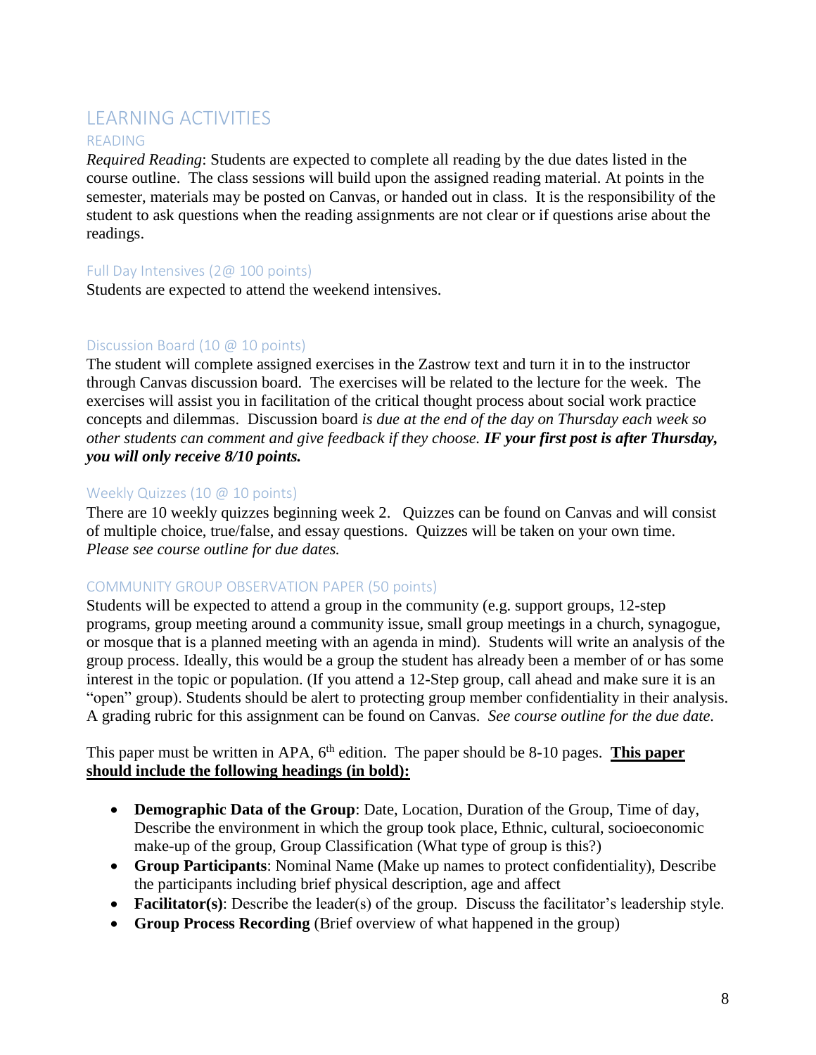# LEARNING ACTIVITIES

## READING

*Required Reading*: Students are expected to complete all reading by the due dates listed in the course outline. The class sessions will build upon the assigned reading material. At points in the semester, materials may be posted on Canvas, or handed out in class. It is the responsibility of the student to ask questions when the reading assignments are not clear or if questions arise about the readings.

### Full Day Intensives (2@ 100 points)

Students are expected to attend the weekend intensives.

### Discussion Board (10 @ 10 points)

The student will complete assigned exercises in the Zastrow text and turn it in to the instructor through Canvas discussion board. The exercises will be related to the lecture for the week. The exercises will assist you in facilitation of the critical thought process about social work practice concepts and dilemmas. Discussion board *is due at the end of the day on Thursday each week so other students can comment and give feedback if they choose.* ***IF your first post is after Thursday, you will only receive 8/10 points.***

### Weekly Quizzes (10 @ 10 points)

There are 10 weekly quizzes beginning week 2. Quizzes can be found on Canvas and will consist of multiple choice, true/false, and essay questions. Quizzes will be taken on your own time. *Please see course outline for due dates.*

### COMMUNITY GROUP OBSERVATION PAPER (50 points)

Students will be expected to attend a group in the community (e.g. support groups, 12-step programs, group meeting around a community issue, small group meetings in a church, synagogue, or mosque that is a planned meeting with an agenda in mind). Students will write an analysis of the group process. Ideally, this would be a group the student has already been a member of or has some interest in the topic or population. (If you attend a 12-Step group, call ahead and make sure it is an "open" group). Students should be alert to protecting group member confidentiality in their analysis. A grading rubric for this assignment can be found on Canvas. *See course outline for the due date.*

This paper must be written in APA, 6th edition. The paper should be 8-10 pages. **This paper should include the following headings (in bold):**

- **Demographic Data of the Group**: Date, Location, Duration of the Group, Time of day, Describe the environment in which the group took place, Ethnic, cultural, socioeconomic make-up of the group, Group Classification (What type of group is this?)
- **Group Participants**: Nominal Name (Make up names to protect confidentiality), Describe the participants including brief physical description, age and affect
- **Facilitator(s)**: Describe the leader(s) of the group. Discuss the facilitator's leadership style.
- **Group Process Recording** (Brief overview of what happened in the group)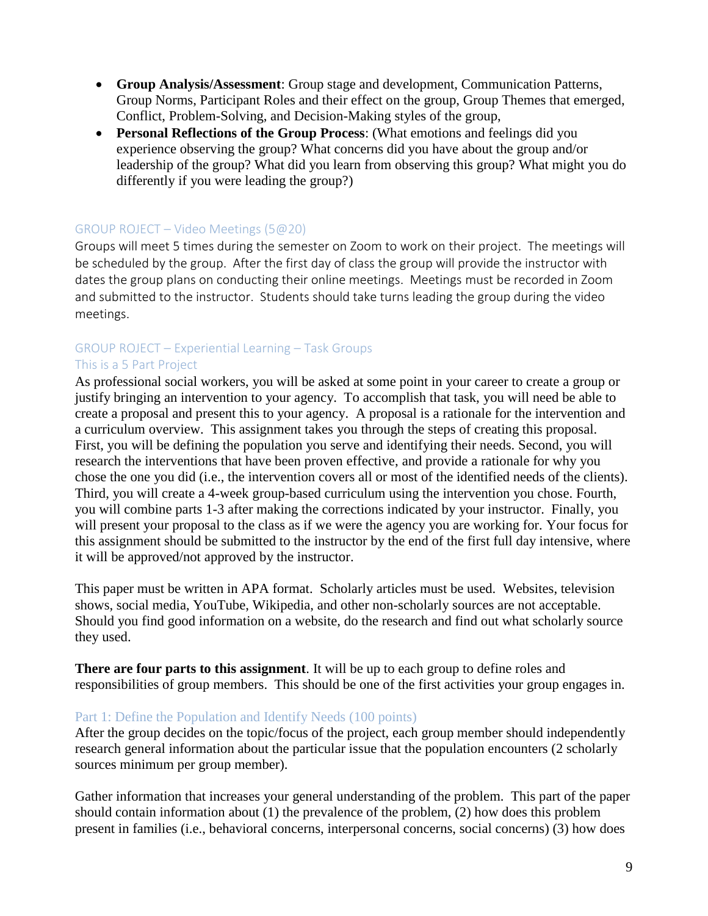- **Group Analysis/Assessment**: Group stage and development, Communication Patterns, Group Norms, Participant Roles and their effect on the group, Group Themes that emerged, Conflict, Problem-Solving, and Decision-Making styles of the group,
- **Personal Reflections of the Group Process**: (What emotions and feelings did you experience observing the group? What concerns did you have about the group and/or leadership of the group? What did you learn from observing this group? What might you do differently if you were leading the group?)

### GROUP ROJECT – Video Meetings (5@20)

Groups will meet 5 times during the semester on Zoom to work on their project. The meetings will be scheduled by the group. After the first day of class the group will provide the instructor with dates the group plans on conducting their online meetings. Meetings must be recorded in Zoom and submitted to the instructor. Students should take turns leading the group during the video meetings.

### GROUP ROJECT – Experiential Learning – Task Groups
### This is a 5 Part Project

As professional social workers, you will be asked at some point in your career to create a group or justify bringing an intervention to your agency. To accomplish that task, you will need be able to create a proposal and present this to your agency. A proposal is a rationale for the intervention and a curriculum overview. This assignment takes you through the steps of creating this proposal. First, you will be defining the population you serve and identifying their needs. Second, you will research the interventions that have been proven effective, and provide a rationale for why you chose the one you did (i.e., the intervention covers all or most of the identified needs of the clients). Third, you will create a 4-week group-based curriculum using the intervention you chose. Fourth, you will combine parts 1-3 after making the corrections indicated by your instructor. Finally, you will present your proposal to the class as if we were the agency you are working for. Your focus for this assignment should be submitted to the instructor by the end of the first full day intensive, where it will be approved/not approved by the instructor.

This paper must be written in APA format. Scholarly articles must be used. Websites, television shows, social media, YouTube, Wikipedia, and other non-scholarly sources are not acceptable. Should you find good information on a website, do the research and find out what scholarly source they used.

**There are four parts to this assignment**. It will be up to each group to define roles and responsibilities of group members. This should be one of the first activities your group engages in.

### Part 1: Define the Population and Identify Needs (100 points)

After the group decides on the topic/focus of the project, each group member should independently research general information about the particular issue that the population encounters (2 scholarly sources minimum per group member).

Gather information that increases your general understanding of the problem. This part of the paper should contain information about (1) the prevalence of the problem, (2) how does this problem present in families (i.e., behavioral concerns, interpersonal concerns, social concerns) (3) how does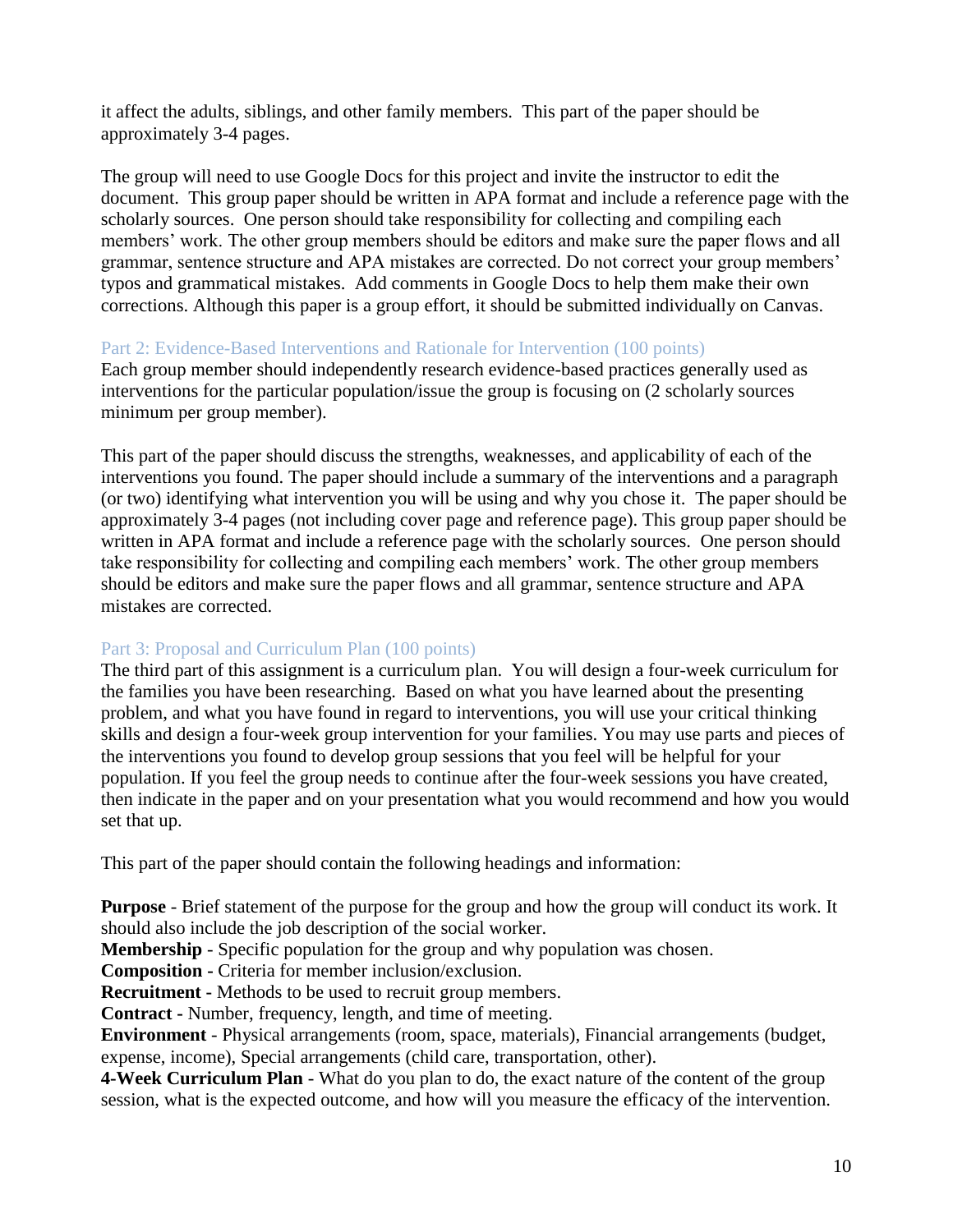it affect the adults, siblings, and other family members. This part of the paper should be approximately 3-4 pages.

The group will need to use Google Docs for this project and invite the instructor to edit the document. This group paper should be written in APA format and include a reference page with the scholarly sources. One person should take responsibility for collecting and compiling each members' work. The other group members should be editors and make sure the paper flows and all grammar, sentence structure and APA mistakes are corrected. Do not correct your group members' typos and grammatical mistakes. Add comments in Google Docs to help them make their own corrections. Although this paper is a group effort, it should be submitted individually on Canvas.

### Part 2: Evidence-Based Interventions and Rationale for Intervention (100 points)

Each group member should independently research evidence-based practices generally used as interventions for the particular population/issue the group is focusing on (2 scholarly sources minimum per group member).

This part of the paper should discuss the strengths, weaknesses, and applicability of each of the interventions you found. The paper should include a summary of the interventions and a paragraph (or two) identifying what intervention you will be using and why you chose it. The paper should be approximately 3-4 pages (not including cover page and reference page). This group paper should be written in APA format and include a reference page with the scholarly sources. One person should take responsibility for collecting and compiling each members' work. The other group members should be editors and make sure the paper flows and all grammar, sentence structure and APA mistakes are corrected.

### Part 3: Proposal and Curriculum Plan (100 points)

The third part of this assignment is a curriculum plan. You will design a four-week curriculum for the families you have been researching. Based on what you have learned about the presenting problem, and what you have found in regard to interventions, you will use your critical thinking skills and design a four-week group intervention for your families. You may use parts and pieces of the interventions you found to develop group sessions that you feel will be helpful for your population. If you feel the group needs to continue after the four-week sessions you have created, then indicate in the paper and on your presentation what you would recommend and how you would set that up.

This part of the paper should contain the following headings and information:

**Purpose** - Brief statement of the purpose for the group and how the group will conduct its work. It should also include the job description of the social worker.
**Membership** - Specific population for the group and why population was chosen.
**Composition -** Criteria for member inclusion/exclusion.
**Recruitment** - Methods to be used to recruit group members.
**Contract -** Number, frequency, length, and time of meeting.
**Environment** - Physical arrangements (room, space, materials), Financial arrangements (budget, expense, income), Special arrangements (child care, transportation, other).
**4-Week Curriculum Plan** - What do you plan to do, the exact nature of the content of the group session, what is the expected outcome, and how will you measure the efficacy of the intervention.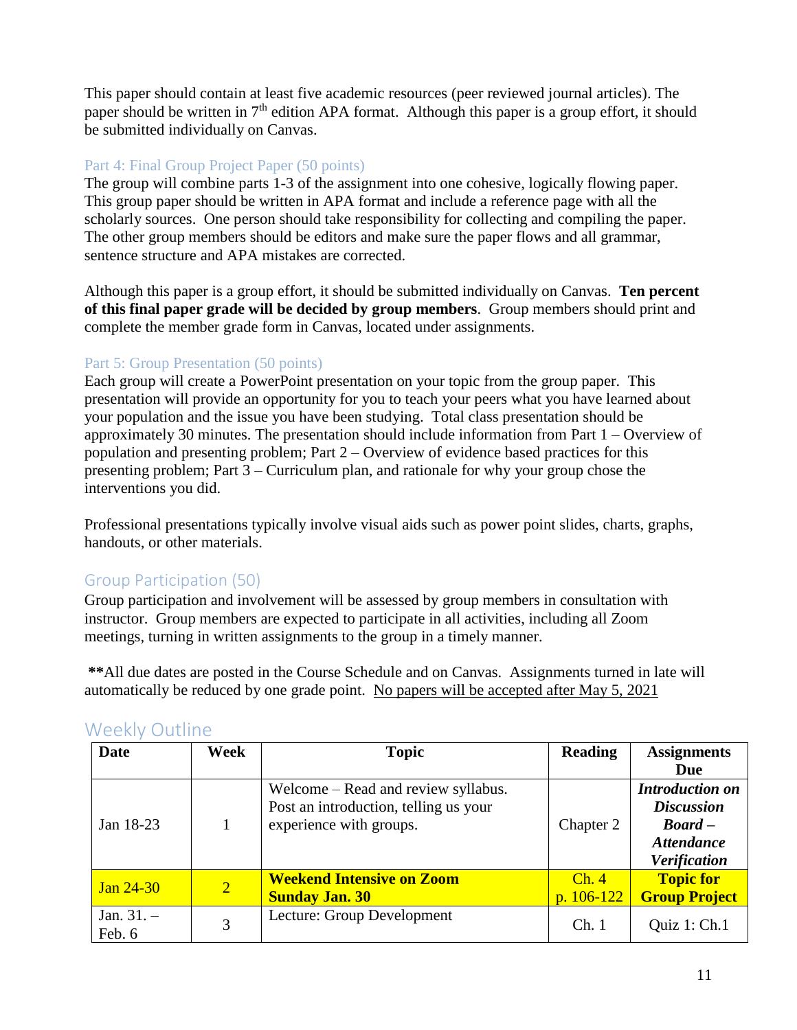This paper should contain at least five academic resources (peer reviewed journal articles). The paper should be written in 7th edition APA format. Although this paper is a group effort, it should be submitted individually on Canvas.

### Part 4: Final Group Project Paper (50 points)

The group will combine parts 1-3 of the assignment into one cohesive, logically flowing paper. This group paper should be written in APA format and include a reference page with all the scholarly sources. One person should take responsibility for collecting and compiling the paper. The other group members should be editors and make sure the paper flows and all grammar, sentence structure and APA mistakes are corrected.

Although this paper is a group effort, it should be submitted individually on Canvas. **Ten percent of this final paper grade will be decided by group members**. Group members should print and complete the member grade form in Canvas, located under assignments.

### Part 5: Group Presentation (50 points)

Each group will create a PowerPoint presentation on your topic from the group paper. This presentation will provide an opportunity for you to teach your peers what you have learned about your population and the issue you have been studying. Total class presentation should be approximately 30 minutes. The presentation should include information from Part 1 – Overview of population and presenting problem; Part 2 – Overview of evidence based practices for this presenting problem; Part 3 – Curriculum plan, and rationale for why your group chose the interventions you did.

Professional presentations typically involve visual aids such as power point slides, charts, graphs, handouts, or other materials.

## Group Participation (50)

Group participation and involvement will be assessed by group members in consultation with instructor. Group members are expected to participate in all activities, including all Zoom meetings, turning in written assignments to the group in a timely manner.

**All due dates are posted in the Course Schedule and on Canvas. Assignments turned in late will automatically be reduced by one grade point. <u>No papers will be accepted after May 5, 2021</u>

## Weekly Outline

| Date | Week | Topic | Reading | Assignments Due |
|---|---|---|---|---|
| Jan 18-23 | 1 | Welcome – Read and review syllabus. Post an introduction, telling us your experience with groups. | Chapter 2 | ***Introduction on Discussion Board – Attendance Verification*** |
| Jan 24-30 | 2 | **Weekend Intensive on Zoom Sunday Jan. 30** | Ch. 4 p. 106-122 | **Topic for Group Project** |
| Jan. 31. – Feb. 6 | 3 | Lecture: Group Development | Ch. 1 | Quiz 1: Ch.1 |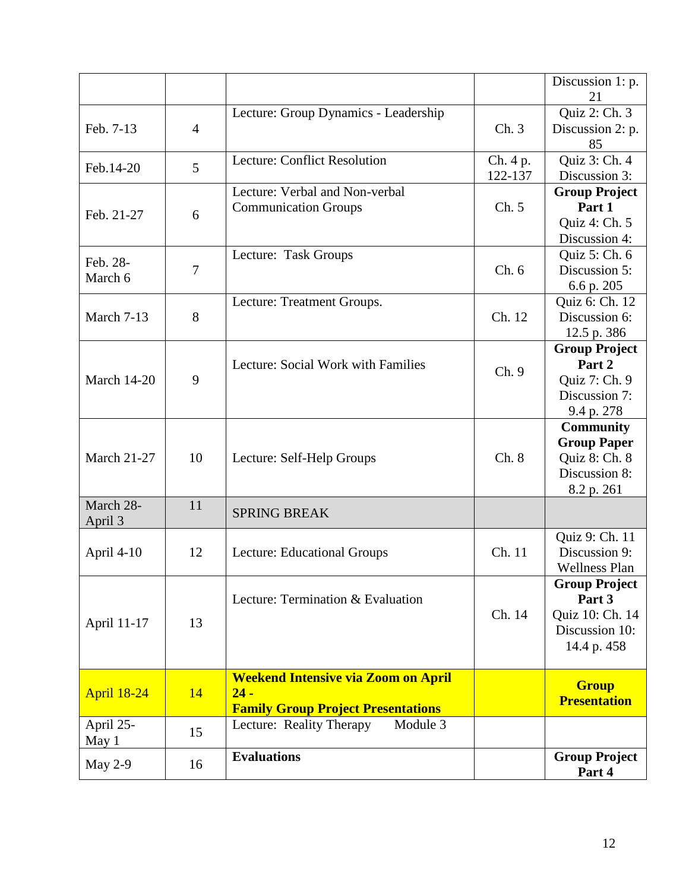| | | | | Discussion 1: p. 21 |
|---|---|---|---|---|
| Feb. 7-13 | 4 | Lecture: Group Dynamics - Leadership | Ch. 3 | Quiz 2: Ch. 3 Discussion 2: p. 85 |
| Feb.14-20 | 5 | Lecture: Conflict Resolution | Ch. 4 p. 122-137 | Quiz 3: Ch. 4 Discussion 3: |
| Feb. 21-27 | 6 | Lecture: Verbal and Non-verbal Communication Groups | Ch. 5 | **Group Project Part 1** Quiz 4: Ch. 5 Discussion 4: |
| Feb. 28-March 6 | 7 | Lecture: Task Groups | Ch. 6 | Quiz 5: Ch. 6 Discussion 5: 6.6 p. 205 |
| March 7-13 | 8 | Lecture: Treatment Groups. | Ch. 12 | Quiz 6: Ch. 12 Discussion 6: 12.5 p. 386 |
| March 14-20 | 9 | Lecture: Social Work with Families | Ch. 9 | **Group Project Part 2** Quiz 7: Ch. 9 Discussion 7: 9.4 p. 278 |
| March 21-27 | 10 | Lecture: Self-Help Groups | Ch. 8 | **Community Group Paper** Quiz 8: Ch. 8 Discussion 8: 8.2 p. 261 |
| March 28-April 3 | 11 | SPRING BREAK | | |
| April 4-10 | 12 | Lecture: Educational Groups | Ch. 11 | Quiz 9: Ch. 11 Discussion 9: Wellness Plan |
| April 11-17 | 13 | Lecture: Termination & Evaluation | Ch. 14 | **Group Project Part 3** Quiz 10: Ch. 14 Discussion 10: 14.4 p. 458 |
| April 18-24 | 14 | **Weekend Intensive via Zoom on April 24 - Family Group Project Presentations** | | **Group Presentation** |
| April 25-May 1 | 15 | Lecture: Reality Therapy Module 3 | | |
| May 2-9 | 16 | **Evaluations** | | **Group Project Part 4** |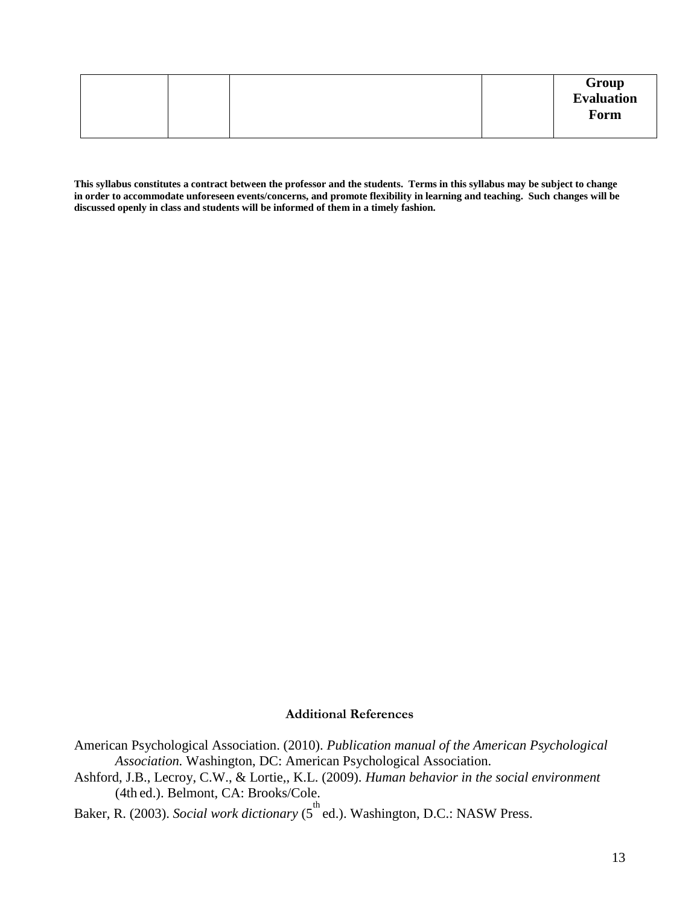| | | | | **Group Evaluation Form** |
|---|---|---|---|---|

**This syllabus constitutes a contract between the professor and the students. Terms in this syllabus may be subject to change in order to accommodate unforeseen events/concerns, and promote flexibility in learning and teaching. Such changes will be discussed openly in class and students will be informed of them in a timely fashion.**

### Additional References

American Psychological Association. (2010). *Publication manual of the American Psychological Association.* Washington, DC: American Psychological Association.

Ashford, J.B., Lecroy, C.W., & Lortie,, K.L. (2009). *Human behavior in the social environment* (4th ed.). Belmont, CA: Brooks/Cole.

Baker, R. (2003). *Social work dictionary* (5th ed.). Washington, D.C.: NASW Press.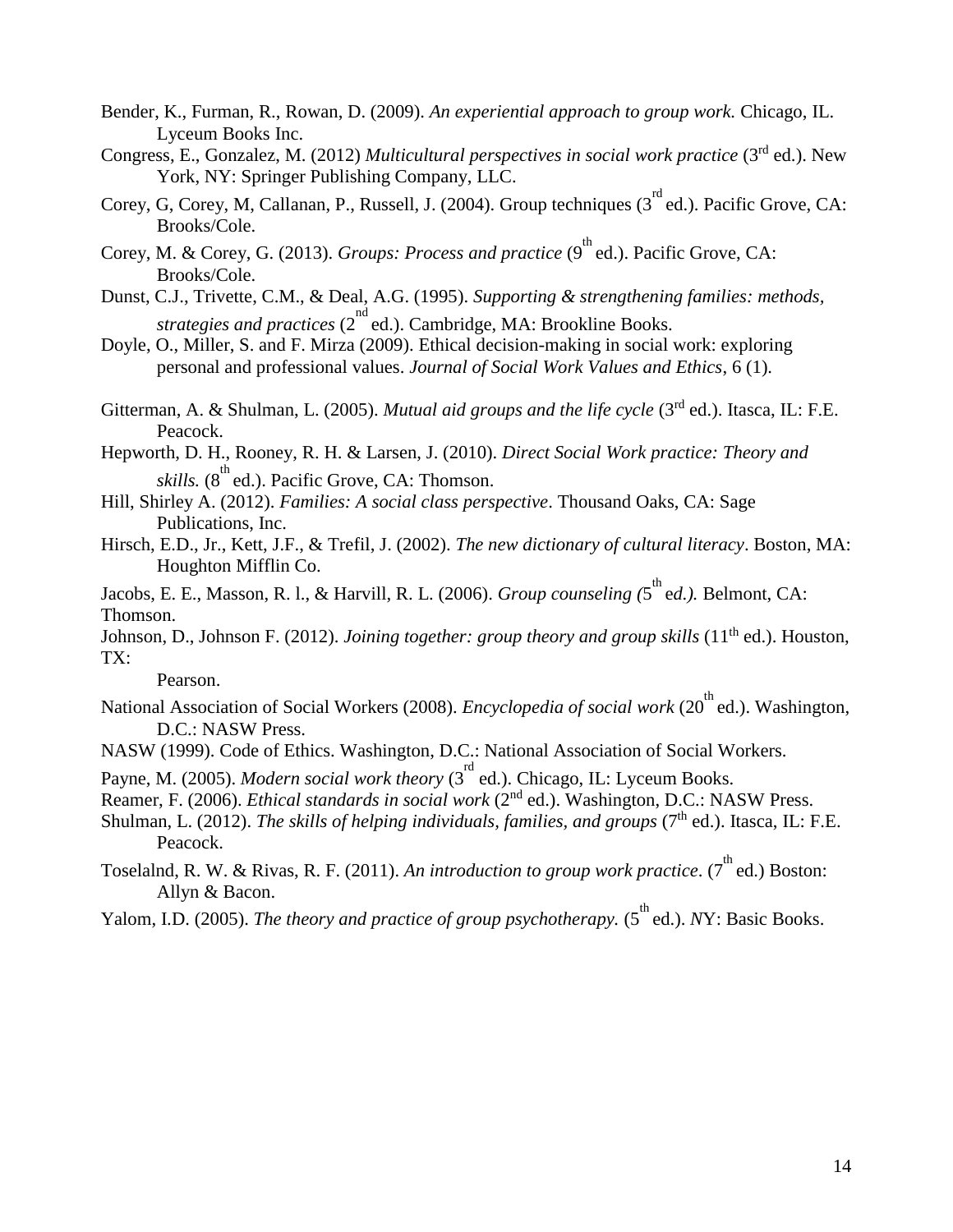Bender, K., Furman, R., Rowan, D. (2009). *An experiential approach to group work.* Chicago, IL. Lyceum Books Inc.

Congress, E., Gonzalez, M. (2012) *Multicultural perspectives in social work practice* (3rd ed.). New York, NY: Springer Publishing Company, LLC.

Corey, G, Corey, M, Callanan, P., Russell, J. (2004). Group techniques (3rd ed.). Pacific Grove, CA: Brooks/Cole.

Corey, M. & Corey, G. (2013). *Groups: Process and practice* (9th ed.). Pacific Grove, CA: Brooks/Cole.

Dunst, C.J., Trivette, C.M., & Deal, A.G. (1995). *Supporting & strengthening families: methods, strategies and practices* (2nd ed.). Cambridge, MA: Brookline Books.

Doyle, O., Miller, S. and F. Mirza (2009). Ethical decision-making in social work: exploring personal and professional values. *Journal of Social Work Values and Ethics*, 6 (1).

Gitterman, A. & Shulman, L. (2005). *Mutual aid groups and the life cycle* (3rd ed.). Itasca, IL: F.E. Peacock.

Hepworth, D. H., Rooney, R. H. & Larsen, J. (2010). *Direct Social Work practice: Theory and skills.* (8th ed.). Pacific Grove, CA: Thomson.

Hill, Shirley A. (2012). *Families: A social class perspective*. Thousand Oaks, CA: Sage Publications, Inc.

Hirsch, E.D., Jr., Kett, J.F., & Trefil, J. (2002). *The new dictionary of cultural literacy*. Boston, MA: Houghton Mifflin Co.

Jacobs, E. E., Masson, R. l., & Harvill, R. L. (2006). *Group counseling (*5th e*d.).* Belmont, CA: Thomson.

Johnson, D., Johnson F. (2012). *Joining together: group theory and group skills* (11th ed.). Houston, TX:
Pearson.

National Association of Social Workers (2008). *Encyclopedia of social work* (20th ed.). Washington, D.C.: NASW Press.

NASW (1999). Code of Ethics. Washington, D.C.: National Association of Social Workers.

Payne, M. (2005). *Modern social work theory* (3rd ed.). Chicago, IL: Lyceum Books.

Reamer, F. (2006). *Ethical standards in social work* (2nd ed.). Washington, D.C.: NASW Press.

Shulman, L. (2012). *The skills of helping individuals, families, and groups* (7th ed.). Itasca, IL: F.E. Peacock.

Toselalnd, R. W. & Rivas, R. F. (2011). *An introduction to group work practice*. (7th ed.) Boston: Allyn & Bacon.

Yalom, I.D. (2005). *The theory and practice of group psychotherapy.* (5th ed.). *N*Y: Basic Books.